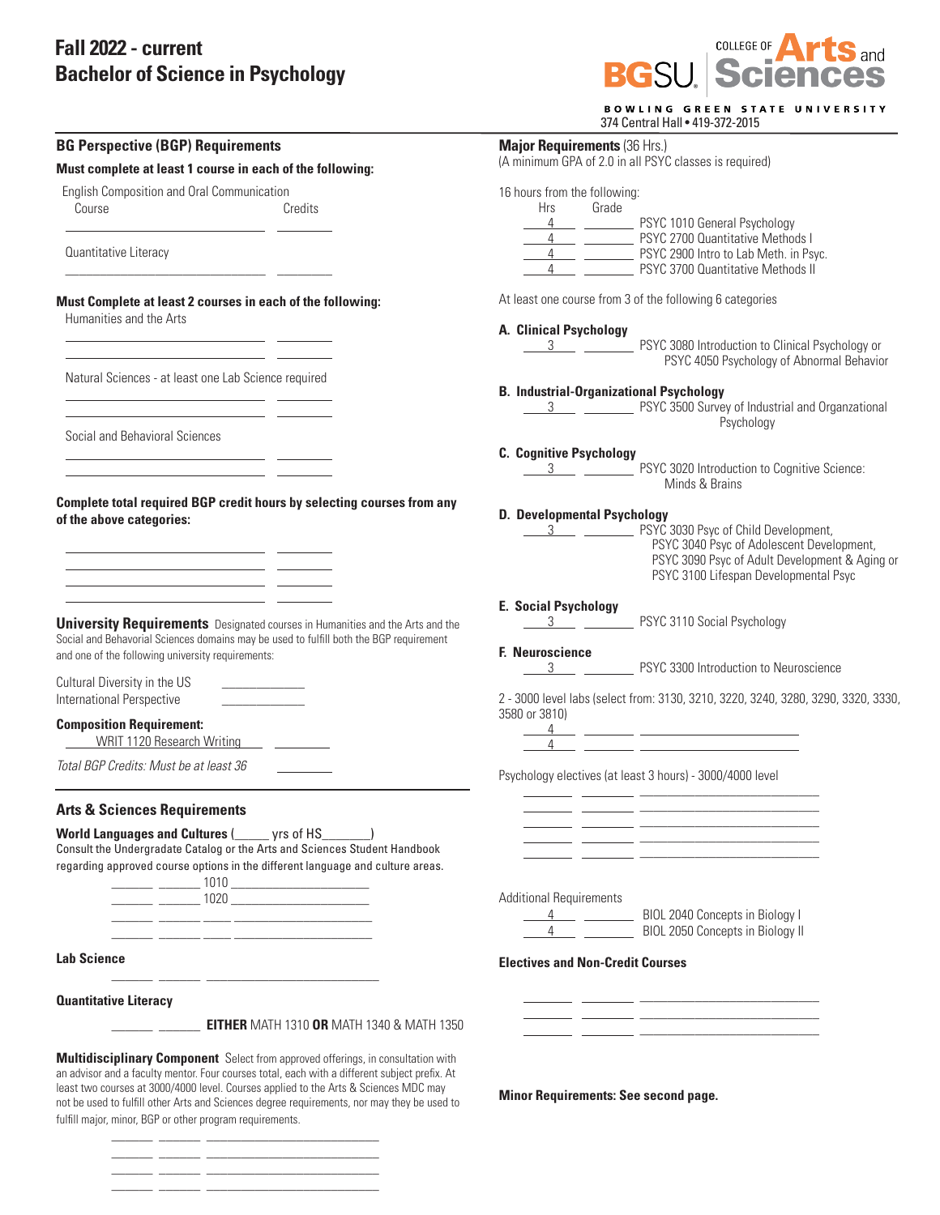# Fall 2022 - current
# Bachelor of Science in Psychology

COLLEGE OF Arts and Sciences
BGSU
BOWLING GREEN STATE UNIVERSITY
374 Central Hall • 419-372-2015

## BG Perspective (BGP) Requirements

**Must complete at least 1 course in each of the following:**

English Composition and Oral Communication

| Course | Credits |
|---|---|
| | |

Quantitative Literacy

| Course | Credits |
|---|---|
| | |

**Must Complete at least 2 courses in each of the following:**

Humanities and the Arts

| Course | Credits |
|---|---|
| | |
| | |

Natural Sciences - at least one Lab Science required

| Course | Credits |
|---|---|
| | |
| | |

Social and Behavioral Sciences

| Course | Credits |
|---|---|
| | |
| | |

**Complete total required BGP credit hours by selecting courses from any of the above categories:**

| Course | Credits |
|---|---|
| | |
| | |
| | |
| | |

**University Requirements** Designated courses in Humanities and the Arts and the Social and Behavorial Sciences domains may be used to fulfill both the BGP requirement and one of the following university requirements:

Cultural Diversity in the US ____________

International Perspective ____________

**Composition Requirement:**

WRIT 1120 Research Writing ________

*Total BGP Credits: Must be at least 36* ________

## Arts & Sciences Requirements

**World Languages and Cultures** (_____ yrs of HS_______)

Consult the Undergraduate Catalog or the Arts and Sciences Student Handbook regarding approved course options in the different language and culture areas.

| Hrs | Grade | Course | |
|---|---|---|---|
| | | 1010 | |
| | | 1020 | |
| | | | |
| | | | |

**Lab Science**

______ ______ ________________________

**Quantitative Literacy**

______ ______ **EITHER** MATH 1310 **OR** MATH 1340 & MATH 1350

**Multidisciplinary Component** Select from approved offerings, in consultation with an advisor and a faculty mentor. Four courses total, each with a different subject prefix. At least two courses at 3000/4000 level. Courses applied to the Arts & Sciences MDC may not be used to fulfill other Arts and Sciences degree requirements, nor may they be used to fulfill major, minor, BGP or other program requirements.

| Hrs | Grade | Course |
|---|---|---|
| | | |
| | | |
| | | |
| | | |

## Major Requirements (36 Hrs.)

(A minimum GPA of 2.0 in all PSYC classes is required)

16 hours from the following:

| Hrs | Grade | Course |
|---|---|---|
| 4 | | PSYC 1010 General Psychology |
| 4 | | PSYC 2700 Quantitative Methods I |
| 4 | | PSYC 2900 Intro to Lab Meth. in Psyc. |
| 4 | | PSYC 3700 Quantitative Methods II |

At least one course from 3 of the following 6 categories

**A. Clinical Psychology**

| Hrs | Grade | Course |
|---|---|---|
| 3 | | PSYC 3080 Introduction to Clinical Psychology or PSYC 4050 Psychology of Abnormal Behavior |

**B. Industrial-Organizational Psychology**

| Hrs | Grade | Course |
|---|---|---|
| 3 | | PSYC 3500 Survey of Industrial and Organzational Psychology |

**C. Cognitive Psychology**

| Hrs | Grade | Course |
|---|---|---|
| 3 | | PSYC 3020 Introduction to Cognitive Science: Minds & Brains |

**D. Developmental Psychology**

| Hrs | Grade | Course |
|---|---|---|
| 3 | | PSYC 3030 Psyc of Child Development, PSYC 3040 Psyc of Adolescent Development, PSYC 3090 Psyc of Adult Development & Aging or PSYC 3100 Lifespan Developmental Psyc |

**E. Social Psychology**

| Hrs | Grade | Course |
|---|---|---|
| 3 | | PSYC 3110 Social Psychology |

**F. Neuroscience**

| Hrs | Grade | Course |
|---|---|---|
| 3 | | PSYC 3300 Introduction to Neuroscience |

2 - 3000 level labs (select from: 3130, 3210, 3220, 3240, 3280, 3290, 3320, 3330, 3580 or 3810)

| Hrs | Grade | Course |
|---|---|---|
| 4 | | |
| 4 | | |

Psychology electives (at least 3 hours) - 3000/4000 level

| Hrs | Grade | Course |
|---|---|---|
| | | |
| | | |
| | | |
| | | |
| | | |

Additional Requirements

| Hrs | Grade | Course |
|---|---|---|
| 4 | | BIOL 2040 Concepts in Biology I |
| 4 | | BIOL 2050 Concepts in Biology II |

**Electives and Non-Credit Courses**

| Hrs | Grade | Course |
|---|---|---|
| | | |
| | | |
| | | |

**Minor Requirements: See second page.**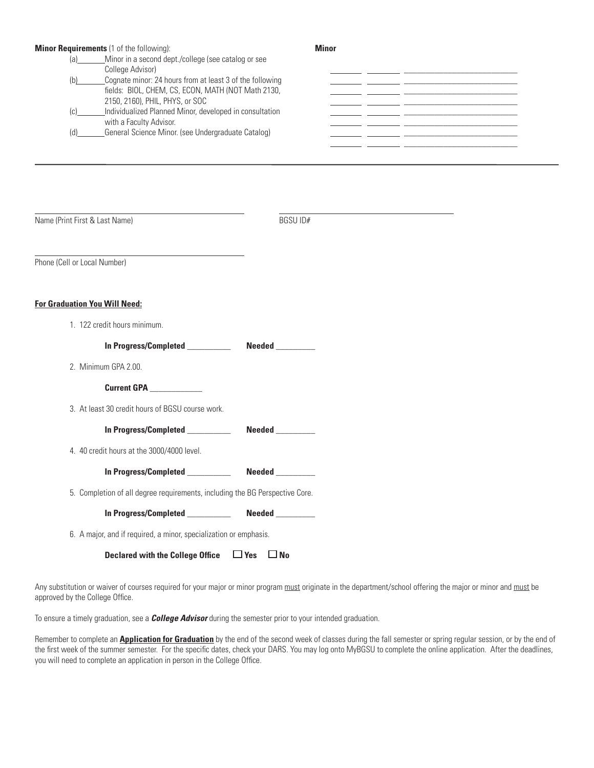**Minor Requirements** (1 of the following):

(a)_______Minor in a second dept./college (see catalog or see College Advisor)

(b)_______Cognate minor: 24 hours from at least 3 of the following fields: BIOL, CHEM, CS, ECON, MATH (NOT Math 2130, 2150, 2160), PHIL, PHYS, or SOC

(c)_______Individualized Planned Minor, developed in consultation with a Faculty Advisor.

(d)_______General Science Minor. (see Undergraduate Catalog)

**Minor**

| | | |
|---|---|---|
| | | |
| | | |
| | | |
| | | |
| | | |
| | | |
| | | |

______________________________ Name (Print First & Last Name)

______________________________ BGSU ID#

______________________________ Phone (Cell or Local Number)

**For Graduation You Will Need:**

1. 122 credit hours minimum.

   **In Progress/Completed** __________ **Needed** _________

2. Minimum GPA 2.00.

   **Current GPA** ____________

3. At least 30 credit hours of BGSU course work.

   **In Progress/Completed** __________ **Needed** _________

4. 40 credit hours at the 3000/4000 level.

   **In Progress/Completed** __________ **Needed** _________

5. Completion of all degree requirements, including the BG Perspective Core.

   **In Progress/Completed** __________ **Needed** _________

6. A major, and if required, a minor, specialization or emphasis.

   **Declared with the College Office** ☐ **Yes** ☐ **No**

Any substitution or waiver of courses required for your major or minor program must originate in the department/school offering the major or minor and must be approved by the College Office.

To ensure a timely graduation, see a ***College Advisor*** during the semester prior to your intended graduation.

Remember to complete an **Application for Graduation** by the end of the second week of classes during the fall semester or spring regular session, or by the end of the first week of the summer semester. For the specific dates, check your DARS. You may log onto MyBGSU to complete the online application. After the deadlines, you will need to complete an application in person in the College Office.